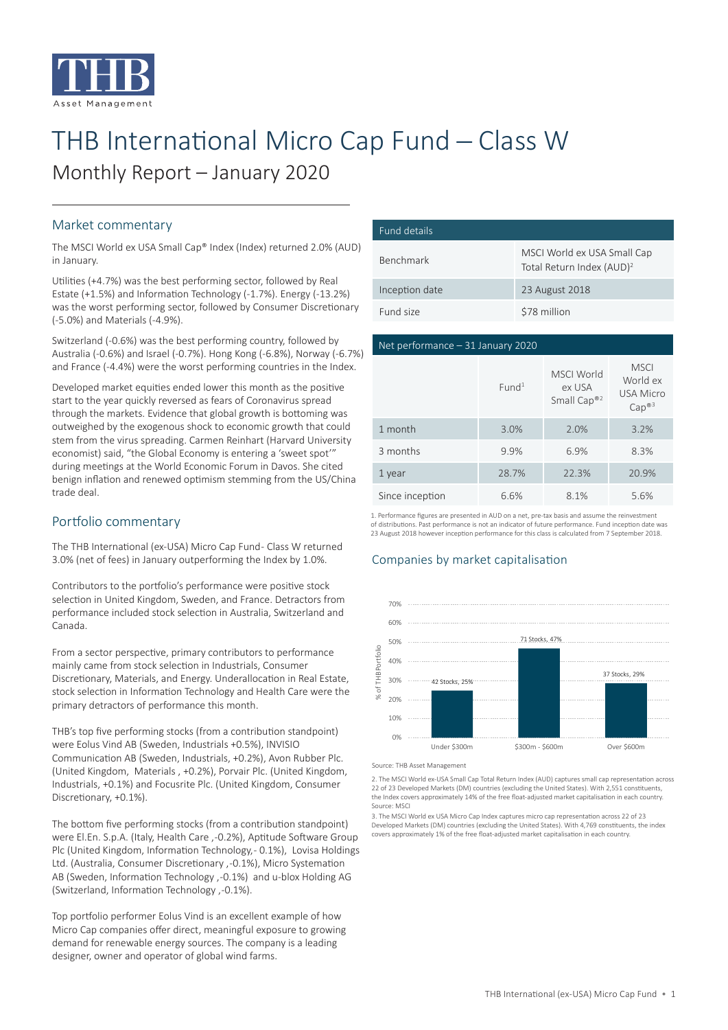# THB International Micro Cap Fund – Class W

## Monthly Report – January 2020

## Market commentary

The MSCI World ex USA Small Cap® Index (Index) returned 2.0% (AUD) in January.

Utilities (+4.7%) was the best performing sector, followed by Real Estate (+1.5%) and Information Technology (-1.7%). Energy (-13.2%) was the worst performing sector, followed by Consumer Discretionary (-5.0%) and Materials (-4.9%).

Switzerland (-0.6%) was the best performing country, followed by Australia (-0.6%) and Israel (-0.7%). Hong Kong (-6.8%), Norway (-6.7%) and France (-4.4%) were the worst performing countries in the Index.

Developed market equities ended lower this month as the positive start to the year quickly reversed as fears of Coronavirus spread through the markets. Evidence that global growth is bottoming was outweighed by the exogenous shock to economic growth that could stem from the virus spreading. Carmen Reinhart (Harvard University economist) said, "the Global Economy is entering a 'sweet spot'" during meetings at the World Economic Forum in Davos. She cited benign inflation and renewed optimism stemming from the US/China trade deal.

## Portfolio commentary

The THB International (ex-USA) Micro Cap Fund- Class W returned 3.0% (net of fees) in January outperforming the Index by 1.0%.

Contributors to the portfolio's performance were positive stock selection in United Kingdom, Sweden, and France. Detractors from performance included stock selection in Australia, Switzerland and Canada.

From a sector perspective, primary contributors to performance mainly came from stock selection in Industrials, Consumer Discretionary, Materials, and Energy. Underallocation in Real Estate, stock selection in Information Technology and Health Care were the primary detractors of performance this month.

THB's top five performing stocks (from a contribution standpoint) were Eolus Vind AB (Sweden, Industrials +0.5%), INVISIO Communication AB (Sweden, Industrials, +0.2%), Avon Rubber Plc. (United Kingdom, Materials , +0.2%), Porvair Plc. (United Kingdom, Industrials, +0.1%) and Focusrite Plc. (United Kingdom, Consumer Discretionary, +0.1%).

The bottom five performing stocks (from a contribution standpoint) were El.En. S.p.A. (Italy, Health Care ,-0.2%), Aptitude Software Group Plc (United Kingdom, Information Technology,- 0.1%), Lovisa Holdings Ltd. (Australia, Consumer Discretionary ,-0.1%), Micro Systemation AB (Sweden, Information Technology ,-0.1%) and u-blox Holding AG (Switzerland, Information Technology ,-0.1%).

Top portfolio performer Eolus Vind is an excellent example of how Micro Cap companies offer direct, meaningful exposure to growing demand for renewable energy sources. The company is a leading designer, owner and operator of global wind farms.

| Fund details | |
|---|---|
| Benchmark | MSCI World ex USA Small Cap Total Return Index (AUD)[2] |
| Inception date | 23 August 2018 |
| Fund size | $78 million |

**Net performance – 31 January 2020**

| | Fund[1] | MSCI World ex USA Small Cap®[2] | MSCI World ex USA Micro Cap®[3] |
|---|---|---|---|
| 1 month | 3.0% | 2.0% | 3.2% |
| 3 months | 9.9% | 6.9% | 8.3% |
| 1 year | 28.7% | 22.3% | 20.9% |
| Since inception | 6.6% | 8.1% | 5.6% |

1. Performance figures are presented in AUD on a net, pre-tax basis and assume the reinvestment of distributions. Past performance is not an indicator of future performance. Fund inception date was 23 August 2018 however inception performance for this class is calculated from 7 September 2018.

## Companies by market capitalisation

| Market capitalisation | Stocks | % of THB Portfolio |
|---|---|---|
| Under $300m | 42 Stocks | 25% |
| $300m - $600m | 71 Stocks | 47% |
| Over $600m | 37 Stocks | 29% |

Source: THB Asset Management

2. The MSCI World ex-USA Small Cap Total Return Index (AUD) captures small cap representation across 22 of 23 Developed Markets (DM) countries (excluding the United States). With 2,551 constituents, the Index covers approximately 14% of the free float-adjusted market capitalisation in each country. Source: MSCI

3. The MSCI World ex USA Micro Cap Index captures micro cap representation across 22 of 23 Developed Markets (DM) countries (excluding the United States). With 4,769 constituents, the index covers approximately 1% of the free float-adjusted market capitalisation in each country.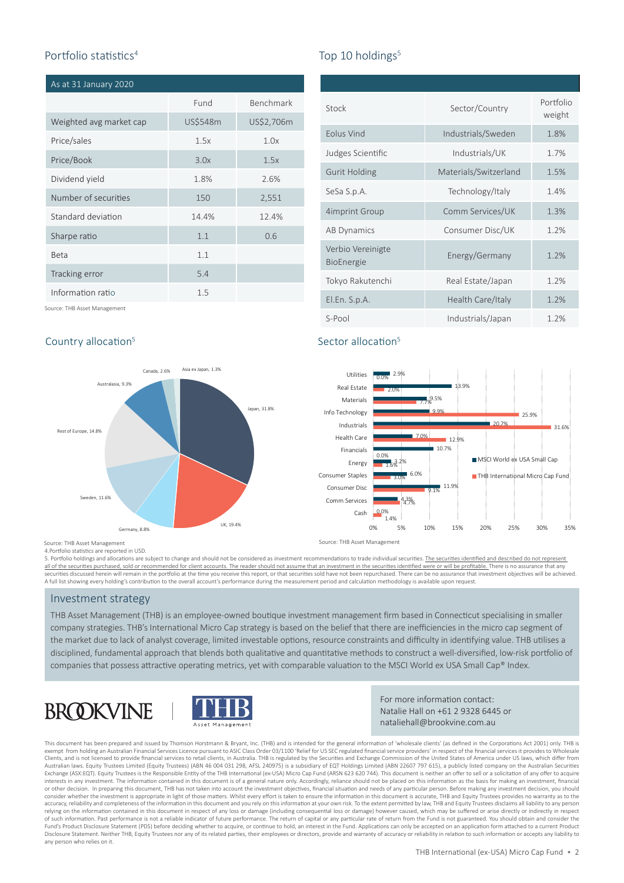## Portfolio statistics[4]

| As at 31 January 2020 | | |
|---|---|---|
| | Fund | Benchmark |
| Weighted avg market cap | US$548m | US$2,706m |
| Price/sales | 1.5x | 1.0x |
| Price/Book | 3.0x | 1.5x |
| Dividend yield | 1.8% | 2.6% |
| Number of securities | 150 | 2,551 |
| Standard deviation | 14.4% | 12.4% |
| Sharpe ratio | 1.1 | 0.6 |
| Beta | 1.1 | |
| Tracking error | 5.4 | |
| Information ratio | 1.5 | |

Source: THB Asset Management

## Top 10 holdings[5]

| Stock | Sector/Country | Portfolio weight |
|---|---|---|
| Eolus Vind | Industrials/Sweden | 1.8% |
| Judges Scientific | Industrials/UK | 1.7% |
| Gurit Holding | Materials/Switzerland | 1.5% |
| SeSa S.p.A. | Technology/Italy | 1.4% |
| 4imprint Group | Comm Services/UK | 1.3% |
| AB Dynamics | Consumer Disc/UK | 1.2% |
| Verbio Vereinigte BioEnergie | Energy/Germany | 1.2% |
| Tokyo Rakutenchi | Real Estate/Japan | 1.2% |
| El.En. S.p.A. | Health Care/Italy | 1.2% |
| S-Pool | Industrials/Japan | 1.2% |

## Country allocation[5]

Japan, 31.8%
UK, 19.4%
Germany, 8.8%
Sweden, 11.6%
Rest of Europe, 14.8%
Australasia, 9.3%
Canada, 2.6%
Asia ex Japan, 1.3%

Source: THB Asset Management

## Sector allocation[5]

MSCI World ex USA Small Cap
THB International Micro Cap Fund

Utilities 2.9% 0.0%
Real Estate 13.9% 2.0%
Materials 9.5% 7.7%
Info Technology 9.9% 25.9%
Industrials 20.7% 31.6%
Health Care 7.0% 12.9%
Financials 10.7% 0.0%
Energy 3.2% 1.6%
Consumer Staples 6.0% 3.0%
Consumer Disc 11.9% 9.1%
Comm Services 4.3% 4.7%
Cash 0.0% 1.4%

0% 5% 10% 15% 20% 25% 30% 35%

Source: THB Asset Management

4.Portfolio statistics are reported in USD.
5. Portfolio holdings and allocations are subject to change and should not be considered as investment recommendations to trade individual securities. The securities identified and described do not represent all of the securities purchased, sold or recommended for client accounts. The reader should not assume that an investment in the securities identified were or will be profitable. There is no assurance that any securities discussed herein will remain in the portfolio at the time you receive this report, or that securities sold have not been repurchased. There can be no assurance that investment objectives will be achieved. A full list showing every holding's contribution to the overall account's performance during the measurement period and calculation methodology is available upon request.

## Investment strategy

THB Asset Management (THB) is an employee-owned boutique investment management firm based in Connecticut specialising in smaller company strategies. THB's International Micro Cap strategy is based on the belief that there are inefficiencies in the micro cap segment of the market due to lack of analyst coverage, limited investable options, resource constraints and difficulty in identifying value. THB utilises a disciplined, fundamental approach that blends both qualitative and quantitative methods to construct a well-diversified, low-risk portfolio of companies that possess attractive operating metrics, yet with comparable valuation to the MSCI World ex USA Small Cap® Index.

BROOKVINE | THB Asset Management

For more information contact:
Natalie Hall on +61 2 9328 6445 or
nataliehall@brookvine.com.au

This document has been prepared and issued by Thomson Horstmann & Bryant, Inc. (THB) and is intended for the general information of 'wholesale clients' (as defined in the Corporations Act 2001) only. THB is exempt from holding an Australian Financial Services Licence pursuant to ASIC Class Order 03/1100 'Relief for US SEC regulated financial service providers' in respect of the financial services it provides to Wholesale Clients, and is not licensed to provide financial services to retail clients, in Australia. THB is regulated by the Securities and Exchange Commission of the United States of America under US laws, which differ from Australian laws. Equity Trustees Limited (Equity Trustees) (ABN 46 004 031 298, AFSL 240975) is a subsidiary of EQT Holdings Limited (ABN 22607 797 615), a publicly listed company on the Australian Securities Exchange (ASX:EQT). Equity Trustees is the Responsible Entity of the THB International (ex-USA) Micro Cap Fund (ARSN 623 620 744). This document is neither an offer to sell or a solicitation of any offer to acquire interests in any investment. The information contained in this document is of a general nature only. Accordingly, reliance should not be placed on this information as the basis for making an investment, financial or other decision. In preparing this document, THB has not taken into account the investment objectives, financial situation and needs of any particular person. Before making any investment decision, you should consider whether the investment is appropriate in light of those matters. Whilst every effort is taken to ensure the information in this document is accurate, THB and Equity Trustees provides no warranty as to the accuracy, reliability and completeness of the information in this document and you rely on this information at your own risk. To the extent permitted by law, THB and Equity Trustees disclaims all liability to any person relying on the information contained in this document in respect of any loss or damage (including consequential loss or damage) however caused, which may be suffered or arise directly or indirectly in respect of such information. Past performance is not a reliable indicator of future performance. The return of capital or any particular rate of return from the Fund is not guaranteed. You should obtain and consider the Fund's Product Disclosure Statement (PDS) before deciding whether to acquire, or continue to hold, an interest in the Fund. Applications can only be accepted on an application form attached to a current Product Disclosure Statement. Neither THB, Equity Trustees nor any of its related parties, their employees or directors, provide and warranty of accuracy or reliability in relation to such information or accepts any liability to any person who relies on it.